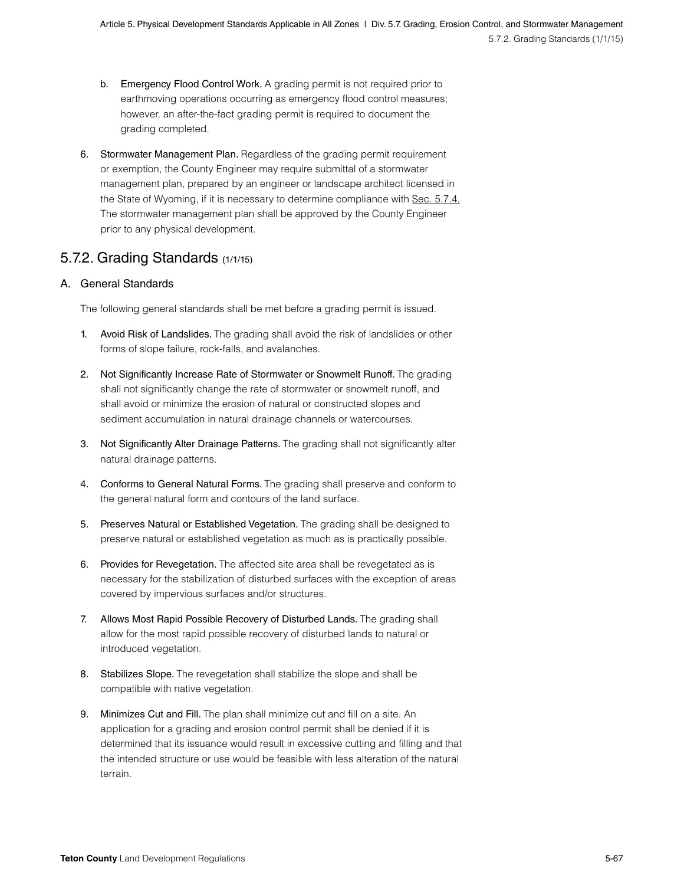b. Emergency Flood Control Work. A grading permit is not required prior to earthmoving operations occurring as emergency flood control measures; however, an after-the-fact grading permit is required to document the grading completed.

6. Stormwater Management Plan. Regardless of the grading permit requirement or exemption, the County Engineer may require submittal of a stormwater management plan, prepared by an engineer or landscape architect licensed in the State of Wyoming, if it is necessary to determine compliance with Sec. 5.7.4. The stormwater management plan shall be approved by the County Engineer prior to any physical development.

## 5.7.2. Grading Standards (1/1/15)

### A. General Standards

The following general standards shall be met before a grading permit is issued.

1. Avoid Risk of Landslides. The grading shall avoid the risk of landslides or other forms of slope failure, rock-falls, and avalanches.

2. Not Significantly Increase Rate of Stormwater or Snowmelt Runoff. The grading shall not significantly change the rate of stormwater or snowmelt runoff, and shall avoid or minimize the erosion of natural or constructed slopes and sediment accumulation in natural drainage channels or watercourses.

3. Not Significantly Alter Drainage Patterns. The grading shall not significantly alter natural drainage patterns.

4. Conforms to General Natural Forms. The grading shall preserve and conform to the general natural form and contours of the land surface.

5. Preserves Natural or Established Vegetation. The grading shall be designed to preserve natural or established vegetation as much as is practically possible.

6. Provides for Revegetation. The affected site area shall be revegetated as is necessary for the stabilization of disturbed surfaces with the exception of areas covered by impervious surfaces and/or structures.

7. Allows Most Rapid Possible Recovery of Disturbed Lands. The grading shall allow for the most rapid possible recovery of disturbed lands to natural or introduced vegetation.

8. Stabilizes Slope. The revegetation shall stabilize the slope and shall be compatible with native vegetation.

9. Minimizes Cut and Fill. The plan shall minimize cut and fill on a site. An application for a grading and erosion control permit shall be denied if it is determined that its issuance would result in excessive cutting and filling and that the intended structure or use would be feasible with less alteration of the natural terrain.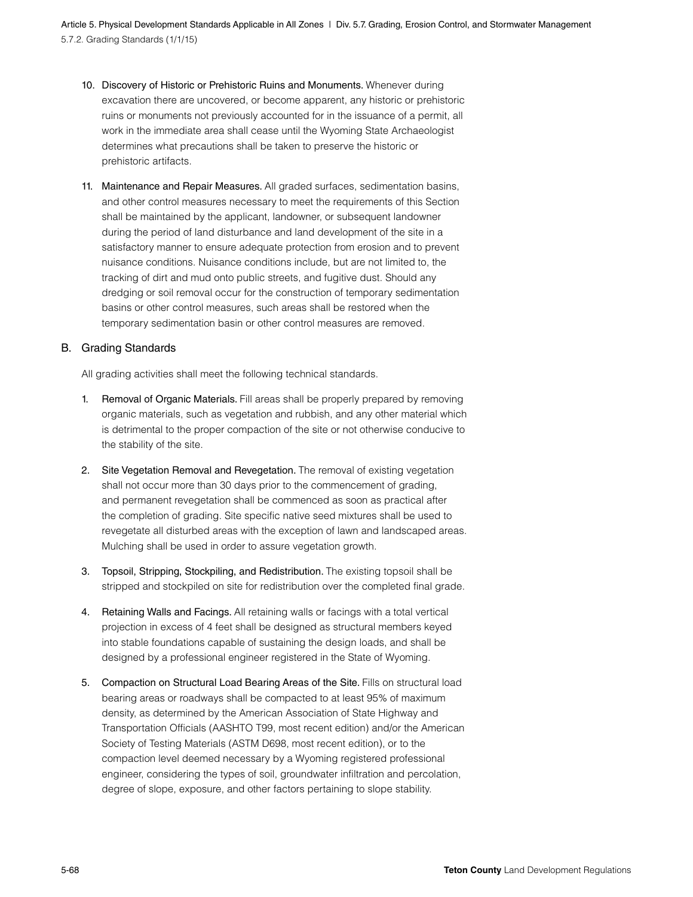10. **Discovery of Historic or Prehistoric Ruins and Monuments.** Whenever during excavation there are uncovered, or become apparent, any historic or prehistoric ruins or monuments not previously accounted for in the issuance of a permit, all work in the immediate area shall cease until the Wyoming State Archaeologist determines what precautions shall be taken to preserve the historic or prehistoric artifacts.

11. **Maintenance and Repair Measures.** All graded surfaces, sedimentation basins, and other control measures necessary to meet the requirements of this Section shall be maintained by the applicant, landowner, or subsequent landowner during the period of land disturbance and land development of the site in a satisfactory manner to ensure adequate protection from erosion and to prevent nuisance conditions. Nuisance conditions include, but are not limited to, the tracking of dirt and mud onto public streets, and fugitive dust. Should any dredging or soil removal occur for the construction of temporary sedimentation basins or other control measures, such areas shall be restored when the temporary sedimentation basin or other control measures are removed.

## B. Grading Standards

All grading activities shall meet the following technical standards.

1. **Removal of Organic Materials.** Fill areas shall be properly prepared by removing organic materials, such as vegetation and rubbish, and any other material which is detrimental to the proper compaction of the site or not otherwise conducive to the stability of the site.

2. **Site Vegetation Removal and Revegetation.** The removal of existing vegetation shall not occur more than 30 days prior to the commencement of grading, and permanent revegetation shall be commenced as soon as practical after the completion of grading. Site specific native seed mixtures shall be used to revegetate all disturbed areas with the exception of lawn and landscaped areas. Mulching shall be used in order to assure vegetation growth.

3. **Topsoil, Stripping, Stockpiling, and Redistribution.** The existing topsoil shall be stripped and stockpiled on site for redistribution over the completed final grade.

4. **Retaining Walls and Facings.** All retaining walls or facings with a total vertical projection in excess of 4 feet shall be designed as structural members keyed into stable foundations capable of sustaining the design loads, and shall be designed by a professional engineer registered in the State of Wyoming.

5. **Compaction on Structural Load Bearing Areas of the Site.** Fills on structural load bearing areas or roadways shall be compacted to at least 95% of maximum density, as determined by the American Association of State Highway and Transportation Officials (AASHTO T99, most recent edition) and/or the American Society of Testing Materials (ASTM D698, most recent edition), or to the compaction level deemed necessary by a Wyoming registered professional engineer, considering the types of soil, groundwater infiltration and percolation, degree of slope, exposure, and other factors pertaining to slope stability.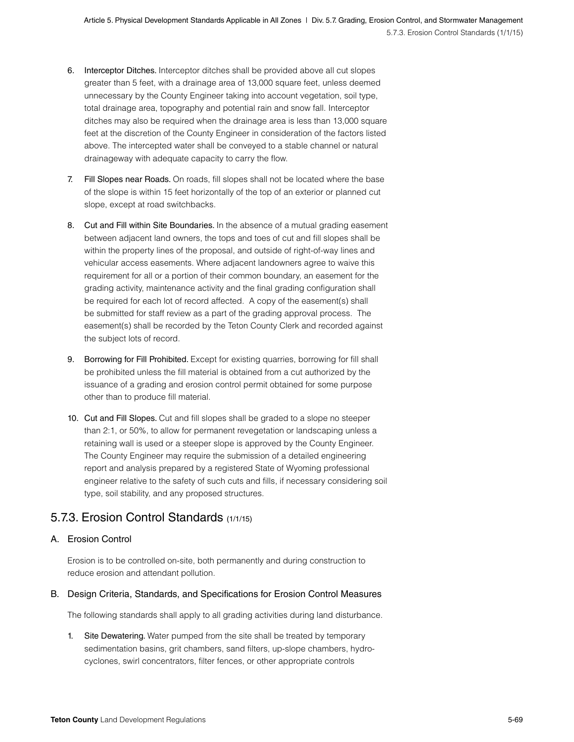6. **Interceptor Ditches.** Interceptor ditches shall be provided above all cut slopes greater than 5 feet, with a drainage area of 13,000 square feet, unless deemed unnecessary by the County Engineer taking into account vegetation, soil type, total drainage area, topography and potential rain and snow fall. Interceptor ditches may also be required when the drainage area is less than 13,000 square feet at the discretion of the County Engineer in consideration of the factors listed above. The intercepted water shall be conveyed to a stable channel or natural drainageway with adequate capacity to carry the flow.

7. **Fill Slopes near Roads.** On roads, fill slopes shall not be located where the base of the slope is within 15 feet horizontally of the top of an exterior or planned cut slope, except at road switchbacks.

8. **Cut and Fill within Site Boundaries.** In the absence of a mutual grading easement between adjacent land owners, the tops and toes of cut and fill slopes shall be within the property lines of the proposal, and outside of right-of-way lines and vehicular access easements. Where adjacent landowners agree to waive this requirement for all or a portion of their common boundary, an easement for the grading activity, maintenance activity and the final grading configuration shall be required for each lot of record affected. A copy of the easement(s) shall be submitted for staff review as a part of the grading approval process. The easement(s) shall be recorded by the Teton County Clerk and recorded against the subject lots of record.

9. **Borrowing for Fill Prohibited.** Except for existing quarries, borrowing for fill shall be prohibited unless the fill material is obtained from a cut authorized by the issuance of a grading and erosion control permit obtained for some purpose other than to produce fill material.

10. **Cut and Fill Slopes.** Cut and fill slopes shall be graded to a slope no steeper than 2:1, or 50%, to allow for permanent revegetation or landscaping unless a retaining wall is used or a steeper slope is approved by the County Engineer. The County Engineer may require the submission of a detailed engineering report and analysis prepared by a registered State of Wyoming professional engineer relative to the safety of such cuts and fills, if necessary considering soil type, soil stability, and any proposed structures.

## 5.7.3. Erosion Control Standards (1/1/15)

### A. Erosion Control

Erosion is to be controlled on-site, both permanently and during construction to reduce erosion and attendant pollution.

### B. Design Criteria, Standards, and Specifications for Erosion Control Measures

The following standards shall apply to all grading activities during land disturbance.

1. **Site Dewatering.** Water pumped from the site shall be treated by temporary sedimentation basins, grit chambers, sand filters, up-slope chambers, hydro-cyclones, swirl concentrators, filter fences, or other appropriate controls